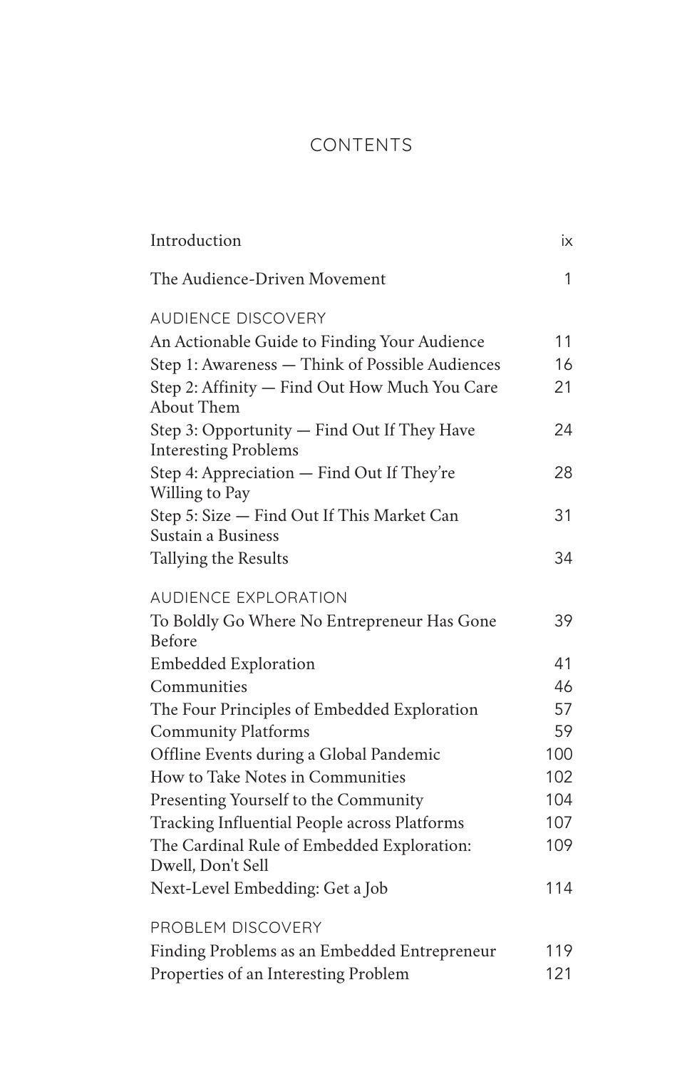# CONTENTS

| | |
|---|---|
| Introduction | ix |
| The Audience-Driven Movement | 1 |
| **AUDIENCE DISCOVERY** | |
| An Actionable Guide to Finding Your Audience | 11 |
| Step 1: Awareness — Think of Possible Audiences | 16 |
| Step 2: Affinity — Find Out How Much You Care About Them | 21 |
| Step 3: Opportunity — Find Out If They Have Interesting Problems | 24 |
| Step 4: Appreciation — Find Out If They're Willing to Pay | 28 |
| Step 5: Size — Find Out If This Market Can Sustain a Business | 31 |
| Tallying the Results | 34 |
| **AUDIENCE EXPLORATION** | |
| To Boldly Go Where No Entrepreneur Has Gone Before | 39 |
| Embedded Exploration | 41 |
| Communities | 46 |
| The Four Principles of Embedded Exploration | 57 |
| Community Platforms | 59 |
| Offline Events during a Global Pandemic | 100 |
| How to Take Notes in Communities | 102 |
| Presenting Yourself to the Community | 104 |
| Tracking Influential People across Platforms | 107 |
| The Cardinal Rule of Embedded Exploration: Dwell, Don't Sell | 109 |
| Next-Level Embedding: Get a Job | 114 |
| **PROBLEM DISCOVERY** | |
| Finding Problems as an Embedded Entrepreneur | 119 |
| Properties of an Interesting Problem | 121 |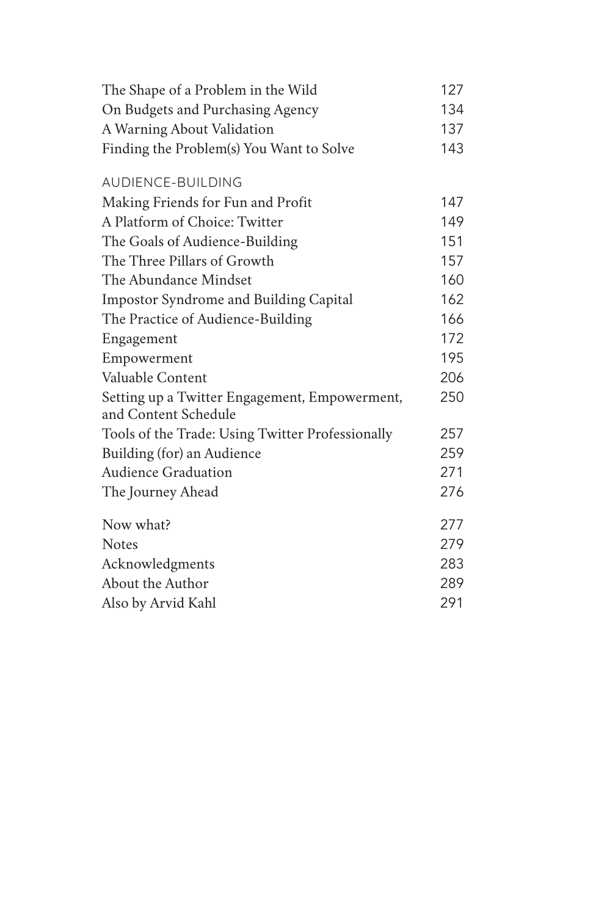| | |
|---|---|
| The Shape of a Problem in the Wild | 127 |
| On Budgets and Purchasing Agency | 134 |
| A Warning About Validation | 137 |
| Finding the Problem(s) You Want to Solve | 143 |

AUDIENCE-BUILDING

| | |
|---|---|
| Making Friends for Fun and Profit | 147 |
| A Platform of Choice: Twitter | 149 |
| The Goals of Audience-Building | 151 |
| The Three Pillars of Growth | 157 |
| The Abundance Mindset | 160 |
| Impostor Syndrome and Building Capital | 162 |
| The Practice of Audience-Building | 166 |
| Engagement | 172 |
| Empowerment | 195 |
| Valuable Content | 206 |
| Setting up a Twitter Engagement, Empowerment, and Content Schedule | 250 |
| Tools of the Trade: Using Twitter Professionally | 257 |
| Building (for) an Audience | 259 |
| Audience Graduation | 271 |
| The Journey Ahead | 276 |

| | |
|---|---|
| Now what? | 277 |
| Notes | 279 |
| Acknowledgments | 283 |
| About the Author | 289 |
| Also by Arvid Kahl | 291 |